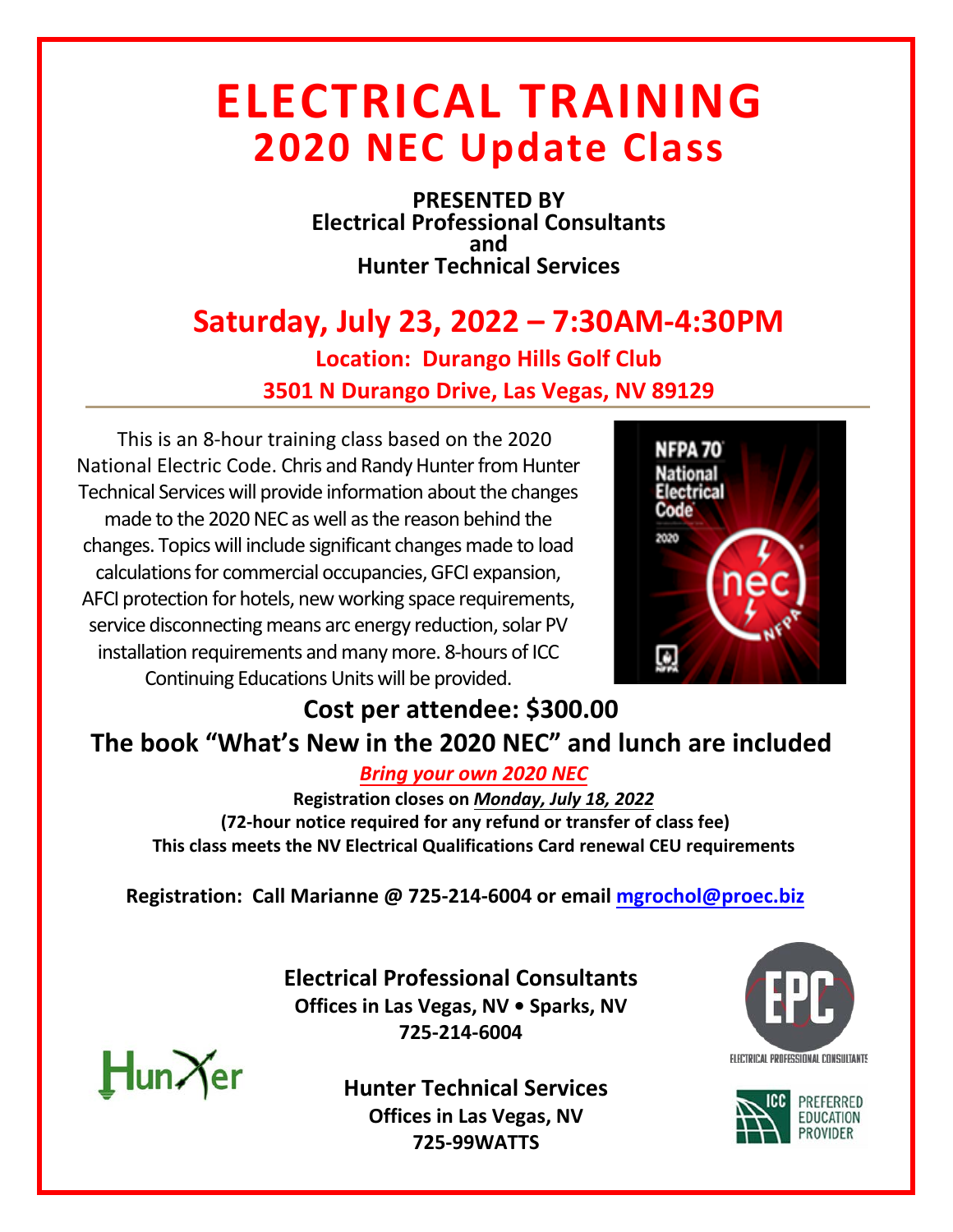# ELECTRICAL TRAINING
## 2020 NEC Update Class

**PRESENTED BY**
**Electrical Professional Consultants**
**and**
**Hunter Technical Services**

## Saturday, July 23, 2022 – 7:30AM-4:30PM

**Location: Durango Hills Golf Club**
**3501 N Durango Drive, Las Vegas, NV 89129**

This is an 8-hour training class based on the 2020 National Electric Code. Chris and Randy Hunter from Hunter Technical Services will provide information about the changes made to the 2020 NEC as well as the reason behind the changes. Topics will include significant changes made to load calculations for commercial occupancies, GFCI expansion, AFCI protection for hotels, new working space requirements, service disconnecting means arc energy reduction, solar PV installation requirements and many more. 8-hours of ICC Continuing Educations Units will be provided.

**Cost per attendee: $300.00**
**The book "What's New in the 2020 NEC" and lunch are included**

***Bring your own 2020 NEC***

**Registration closes on *Monday, July 18, 2022***
**(72-hour notice required for any refund or transfer of class fee)**
**This class meets the NV Electrical Qualifications Card renewal CEU requirements**

**Registration: Call Marianne @ 725-214-6004 or email mgrochol@proec.biz**

**Electrical Professional Consultants**
**Offices in Las Vegas, NV • Sparks, NV**
**725-214-6004**

**Hunter Technical Services**
**Offices in Las Vegas, NV**
**725-99WATTS**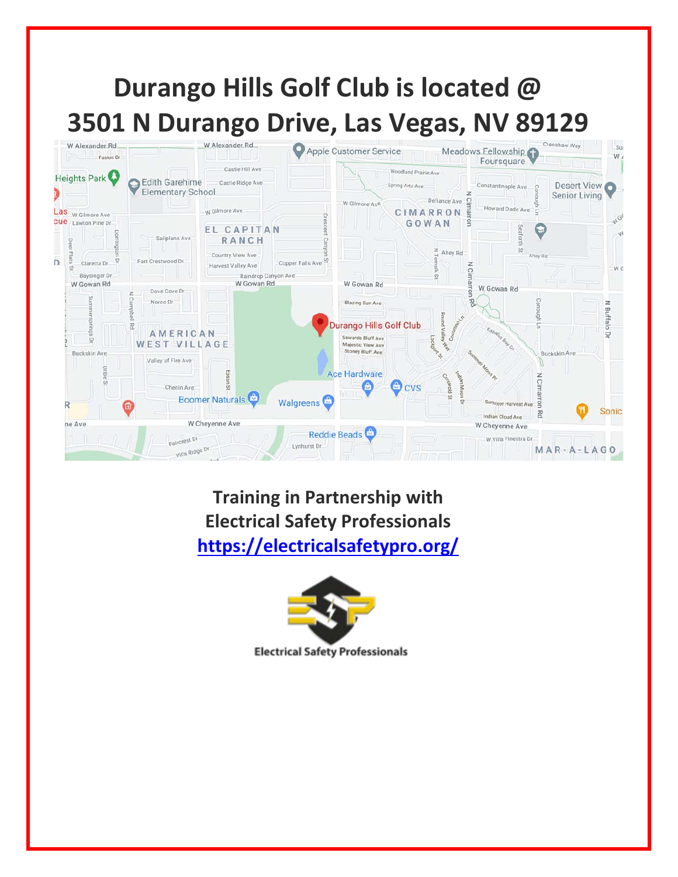# Durango Hills Golf Club is located @ 3501 N Durango Drive, Las Vegas, NV 89129

**Training in Partnership with Electrical Safety Professionals**
**https://electricalsafetypro.org/**

Electrical Safety Professionals